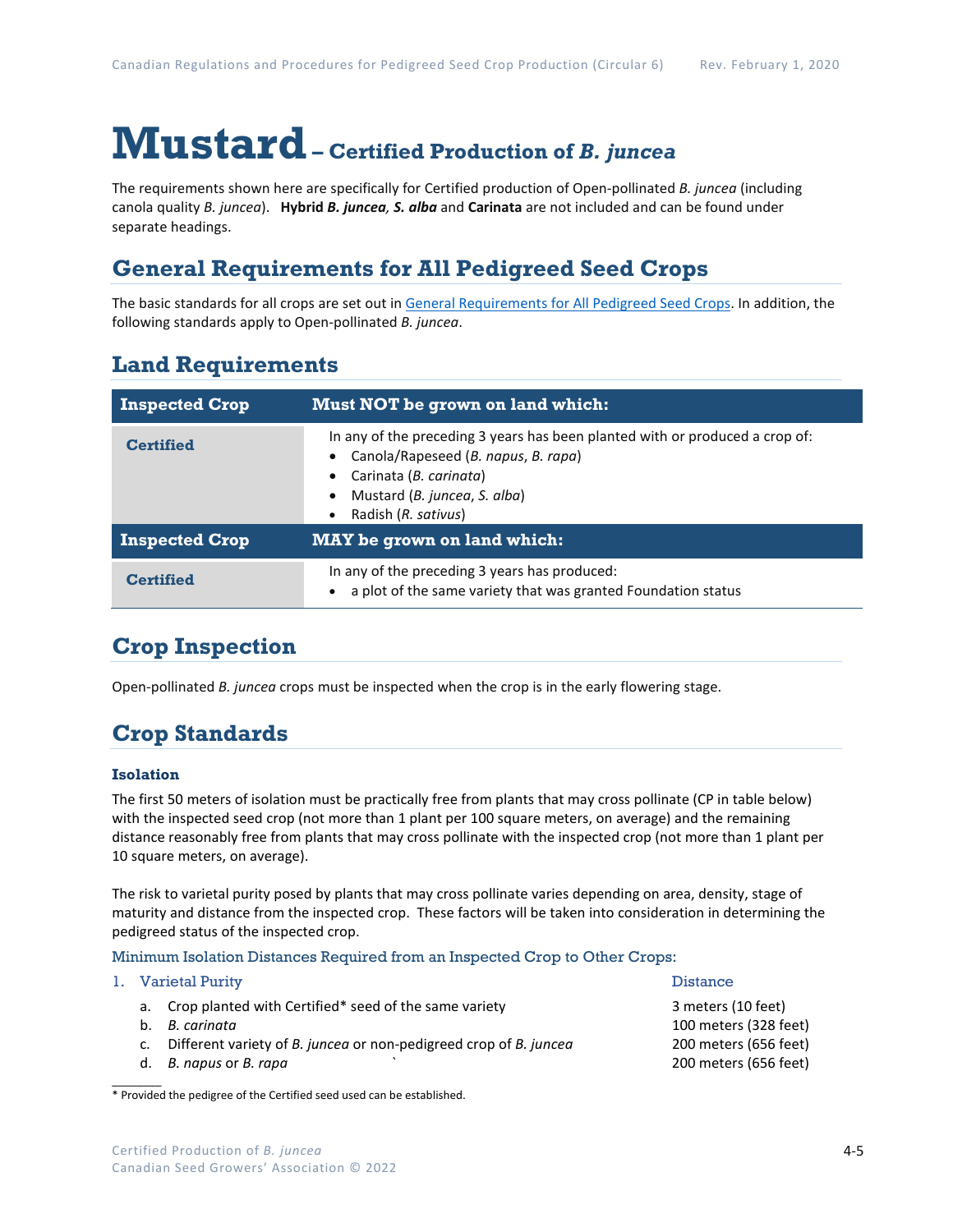# Mustard – Certified Production of *B. juncea*

The requirements shown here are specifically for Certified production of Open-pollinated *B. juncea* (including canola quality *B. juncea*). **Hybrid *B. juncea, S. alba*** and **Carinata** are not included and can be found under separate headings.

## General Requirements for All Pedigreed Seed Crops

The basic standards for all crops are set out in General Requirements for All Pedigreed Seed Crops. In addition, the following standards apply to Open-pollinated *B. juncea*.

## Land Requirements

| Inspected Crop | Must NOT be grown on land which: |
|---|---|
| **Certified** | In any of the preceding 3 years has been planted with or produced a crop of:<br>• Canola/Rapeseed (*B. napus*, *B. rapa*)<br>• Carinata (*B. carinata*)<br>• Mustard (*B. juncea*, *S. alba*)<br>• Radish (*R. sativus*) |
| **Inspected Crop** | **MAY be grown on land which:** |
| **Certified** | In any of the preceding 3 years has produced:<br>• a plot of the same variety that was granted Foundation status |

## Crop Inspection

Open-pollinated *B. juncea* crops must be inspected when the crop is in the early flowering stage.

## Crop Standards

### Isolation

The first 50 meters of isolation must be practically free from plants that may cross pollinate (CP in table below) with the inspected seed crop (not more than 1 plant per 100 square meters, on average) and the remaining distance reasonably free from plants that may cross pollinate with the inspected crop (not more than 1 plant per 10 square meters, on average).

The risk to varietal purity posed by plants that may cross pollinate varies depending on area, density, stage of maturity and distance from the inspected crop. These factors will be taken into consideration in determining the pedigreed status of the inspected crop.

Minimum Isolation Distances Required from an Inspected Crop to Other Crops:

| 1. Varietal Purity | Distance |
|---|---|
| a. Crop planted with Certified* seed of the same variety | 3 meters (10 feet) |
| b. *B. carinata* | 100 meters (328 feet) |
| c. Different variety of *B. juncea* or non-pedigreed crop of *B. juncea* | 200 meters (656 feet) |
| d. *B. napus* or *B. rapa* | 200 meters (656 feet) |

\* Provided the pedigree of the Certified seed used can be established.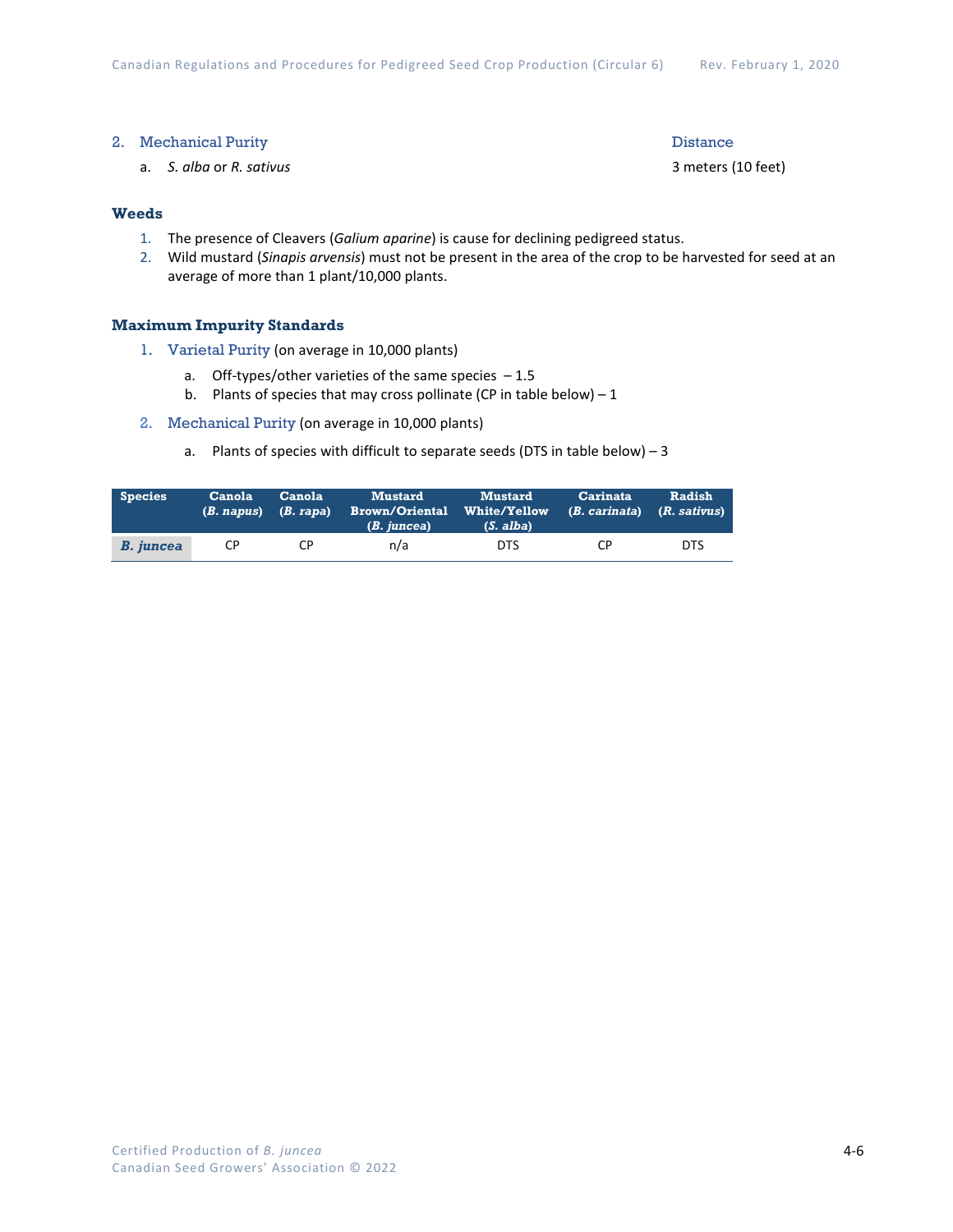2. Mechanical Purity — Distance

   a. *S. alba* or *R. sativus* — 3 meters (10 feet)

### Weeds

1. The presence of Cleavers (*Galium aparine*) is cause for declining pedigreed status.
2. Wild mustard (*Sinapis arvensis*) must not be present in the area of the crop to be harvested for seed at an average of more than 1 plant/10,000 plants.

### Maximum Impurity Standards

1. Varietal Purity (on average in 10,000 plants)
   a. Off-types/other varieties of the same species – 1.5
   b. Plants of species that may cross pollinate (CP in table below) – 1
2. Mechanical Purity (on average in 10,000 plants)
   a. Plants of species with difficult to separate seeds (DTS in table below) – 3

| Species | Canola (*B. napus*) | Canola (*B. rapa*) | Mustard Brown/Oriental (*B. juncea*) | Mustard White/Yellow (*S. alba*) | Carinata (*B. carinata*) | Radish (*R. sativus*) |
|---|---|---|---|---|---|---|
| ***B. juncea*** | CP | CP | n/a | DTS | CP | DTS |